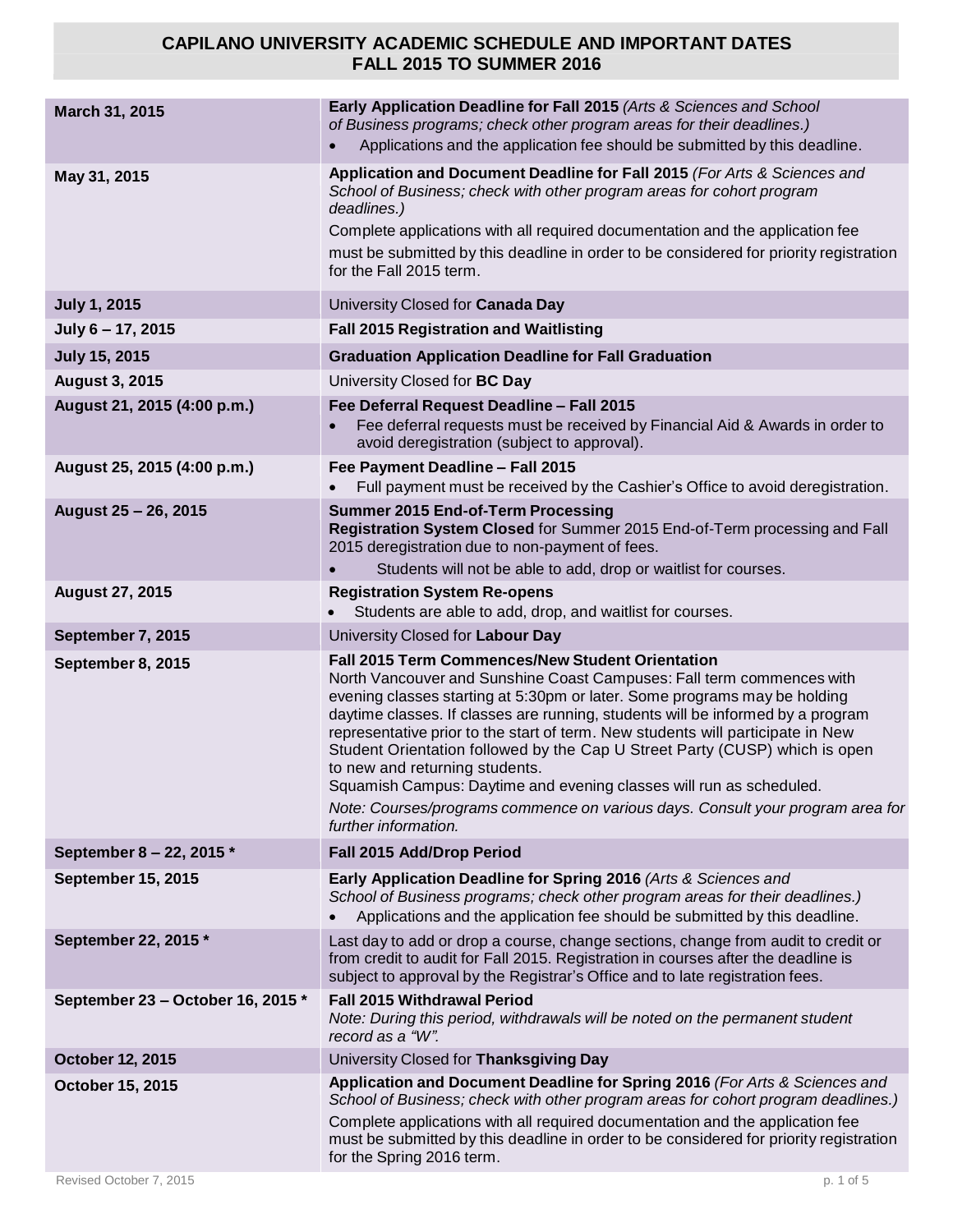# CAPILANO UNIVERSITY ACADEMIC SCHEDULE AND IMPORTANT DATES
## FALL 2015 TO SUMMER 2016

| Date | Event |
|---|---|
| **March 31, 2015** | **Early Application Deadline for Fall 2015** *(Arts & Sciences and School of Business programs; check other program areas for their deadlines.)*<br>• Applications and the application fee should be submitted by this deadline. |
| **May 31, 2015** | **Application and Document Deadline for Fall 2015** *(For Arts & Sciences and School of Business; check with other program areas for cohort program deadlines.)*<br>Complete applications with all required documentation and the application fee must be submitted by this deadline in order to be considered for priority registration for the Fall 2015 term. |
| **July 1, 2015** | University Closed for **Canada Day** |
| **July 6 – 17, 2015** | **Fall 2015 Registration and Waitlisting** |
| **July 15, 2015** | **Graduation Application Deadline for Fall Graduation** |
| **August 3, 2015** | University Closed for **BC Day** |
| **August 21, 2015 (4:00 p.m.)** | **Fee Deferral Request Deadline – Fall 2015**<br>• Fee deferral requests must be received by Financial Aid & Awards in order to avoid deregistration (subject to approval). |
| **August 25, 2015 (4:00 p.m.)** | **Fee Payment Deadline – Fall 2015**<br>• Full payment must be received by the Cashier's Office to avoid deregistration. |
| **August 25 – 26, 2015** | **Summer 2015 End-of-Term Processing**<br>**Registration System Closed** for Summer 2015 End-of-Term processing and Fall 2015 deregistration due to non-payment of fees.<br>• Students will not be able to add, drop or waitlist for courses. |
| **August 27, 2015** | **Registration System Re-opens**<br>• Students are able to add, drop, and waitlist for courses. |
| **September 7, 2015** | University Closed for **Labour Day** |
| **September 8, 2015** | **Fall 2015 Term Commences/New Student Orientation**<br>North Vancouver and Sunshine Coast Campuses: Fall term commences with evening classes starting at 5:30pm or later. Some programs may be holding daytime classes. If classes are running, students will be informed by a program representative prior to the start of term. New students will participate in New Student Orientation followed by the Cap U Street Party (CUSP) which is open to new and returning students.<br>Squamish Campus: Daytime and evening classes will run as scheduled.<br>*Note: Courses/programs commence on various days. Consult your program area for further information.* |
| **September 8 – 22, 2015 *** | **Fall 2015 Add/Drop Period** |
| **September 15, 2015** | **Early Application Deadline for Spring 2016** *(Arts & Sciences and School of Business programs; check other program areas for their deadlines.)*<br>• Applications and the application fee should be submitted by this deadline. |
| **September 22, 2015 *** | Last day to add or drop a course, change sections, change from audit to credit or from credit to audit for Fall 2015. Registration in courses after the deadline is subject to approval by the Registrar's Office and to late registration fees. |
| **September 23 – October 16, 2015 *** | **Fall 2015 Withdrawal Period**<br>*Note: During this period, withdrawals will be noted on the permanent student record as a "W".* |
| **October 12, 2015** | University Closed for **Thanksgiving Day** |
| **October 15, 2015** | **Application and Document Deadline for Spring 2016** *(For Arts & Sciences and School of Business; check with other program areas for cohort program deadlines.)*<br>Complete applications with all required documentation and the application fee must be submitted by this deadline in order to be considered for priority registration for the Spring 2016 term. |

Revised October 7, 2015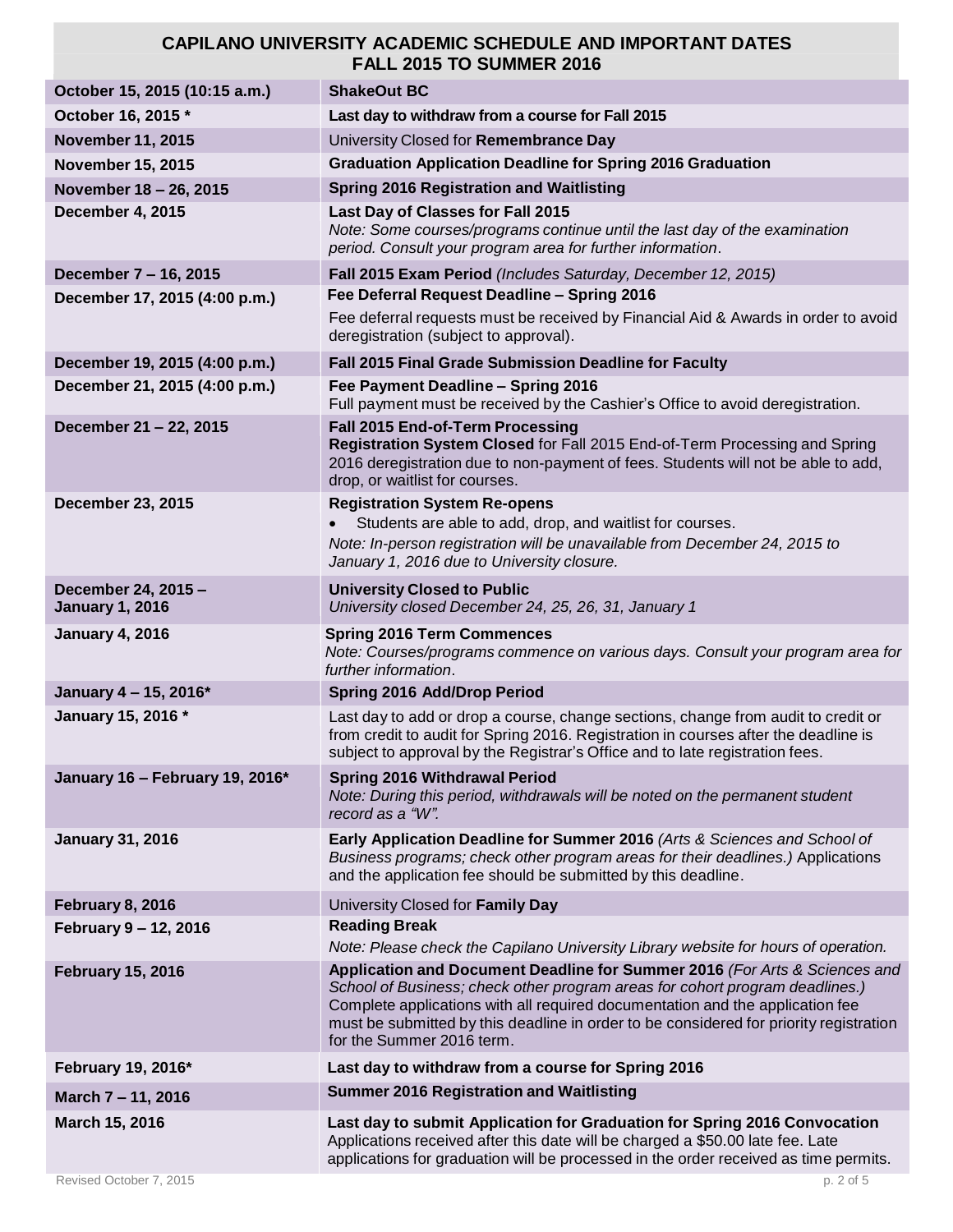## CAPILANO UNIVERSITY ACADEMIC SCHEDULE AND IMPORTANT DATES
## FALL 2015 TO SUMMER 2016

| Date | Event |
|---|---|
| **October 15, 2015 (10:15 a.m.)** | **ShakeOut BC** |
| **October 16, 2015 \*** | **Last day to withdraw from a course for Fall 2015** |
| **November 11, 2015** | University Closed for **Remembrance Day** |
| **November 15, 2015** | **Graduation Application Deadline for Spring 2016 Graduation** |
| **November 18 – 26, 2015** | **Spring 2016 Registration and Waitlisting** |
| **December 4, 2015** | **Last Day of Classes for Fall 2015**<br>*Note: Some courses/programs continue until the last day of the examination period. Consult your program area for further information.* |
| **December 7 – 16, 2015** | **Fall 2015 Exam Period** *(Includes Saturday, December 12, 2015)* |
| **December 17, 2015 (4:00 p.m.)** | **Fee Deferral Request Deadline – Spring 2016**<br>Fee deferral requests must be received by Financial Aid & Awards in order to avoid deregistration (subject to approval). |
| **December 19, 2015 (4:00 p.m.)** | **Fall 2015 Final Grade Submission Deadline for Faculty** |
| **December 21, 2015 (4:00 p.m.)** | **Fee Payment Deadline – Spring 2016**<br>Full payment must be received by the Cashier's Office to avoid deregistration. |
| **December 21 – 22, 2015** | **Fall 2015 End-of-Term Processing**<br>**Registration System Closed** for Fall 2015 End-of-Term Processing and Spring 2016 deregistration due to non-payment of fees. Students will not be able to add, drop, or waitlist for courses. |
| **December 23, 2015** | **Registration System Re-opens**<br>• Students are able to add, drop, and waitlist for courses.<br>*Note: In-person registration will be unavailable from December 24, 2015 to January 1, 2016 due to University closure.* |
| **December 24, 2015 – January 1, 2016** | **University Closed to Public**<br>*University closed December 24, 25, 26, 31, January 1* |
| **January 4, 2016** | **Spring 2016 Term Commences**<br>*Note: Courses/programs commence on various days. Consult your program area for further information.* |
| **January 4 – 15, 2016\*** | **Spring 2016 Add/Drop Period** |
| **January 15, 2016 \*** | Last day to add or drop a course, change sections, change from audit to credit or from credit to audit for Spring 2016. Registration in courses after the deadline is subject to approval by the Registrar's Office and to late registration fees. |
| **January 16 – February 19, 2016\*** | **Spring 2016 Withdrawal Period**<br>*Note: During this period, withdrawals will be noted on the permanent student record as a "W".* |
| **January 31, 2016** | **Early Application Deadline for Summer 2016** *(Arts & Sciences and School of Business programs; check other program areas for their deadlines.)* Applications and the application fee should be submitted by this deadline. |
| **February 8, 2016** | University Closed for **Family Day** |
| **February 9 – 12, 2016** | **Reading Break**<br>*Note: Please check the Capilano University Library website for hours of operation.* |
| **February 15, 2016** | **Application and Document Deadline for Summer 2016** *(For Arts & Sciences and School of Business; check other program areas for cohort program deadlines.)* Complete applications with all required documentation and the application fee must be submitted by this deadline in order to be considered for priority registration for the Summer 2016 term. |
| **February 19, 2016\*** | **Last day to withdraw from a course for Spring 2016** |
| **March 7 – 11, 2016** | **Summer 2016 Registration and Waitlisting** |
| **March 15, 2016** | **Last day to submit Application for Graduation for Spring 2016 Convocation**<br>Applications received after this date will be charged a $50.00 late fee. Late applications for graduation will be processed in the order received as time permits. |

Revised October 7, 2015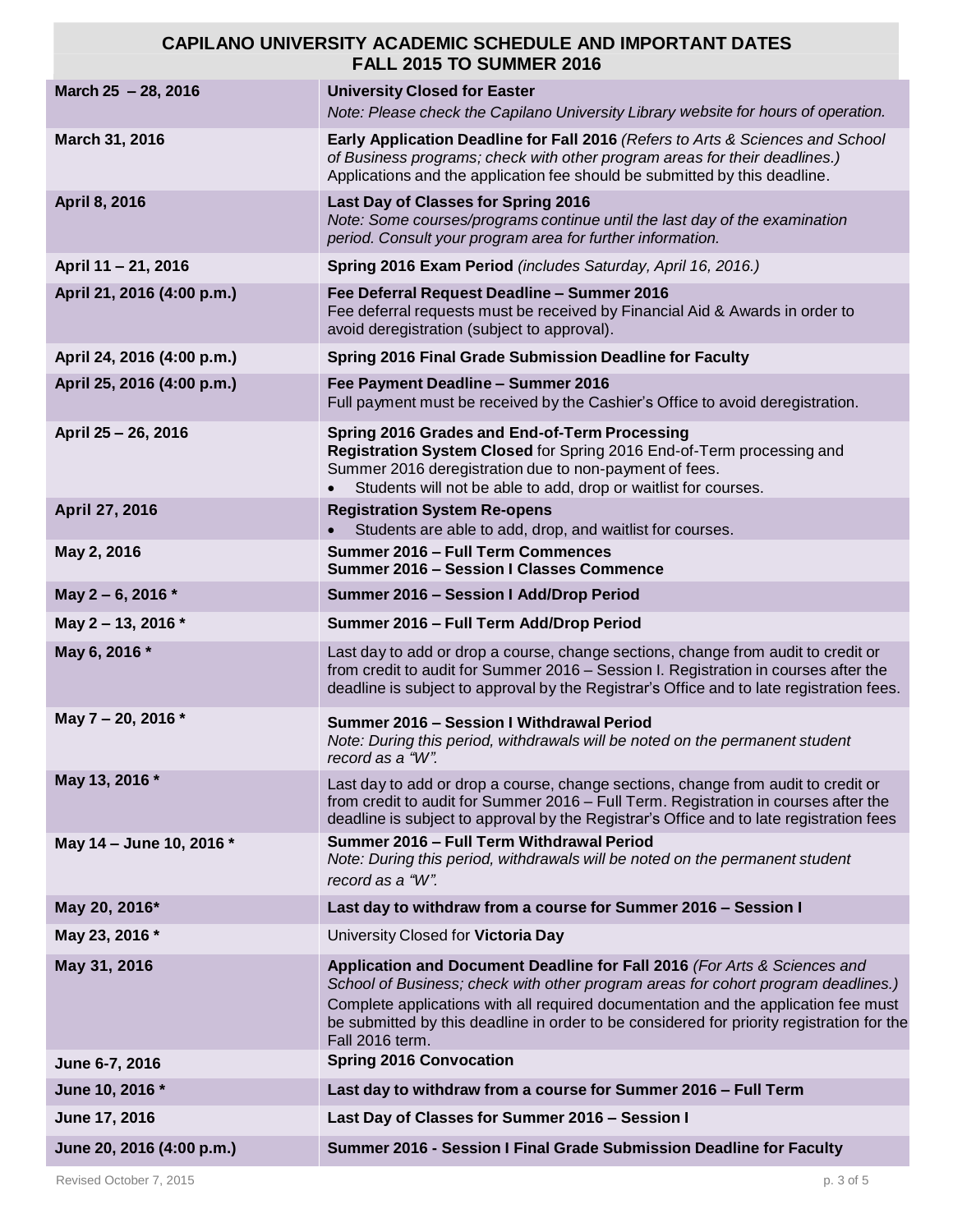## CAPILANO UNIVERSITY ACADEMIC SCHEDULE AND IMPORTANT DATES FALL 2015 TO SUMMER 2016

| | |
|---|---|
| **March 25 – 28, 2016** | **University Closed for Easter**<br>*Note: Please check the Capilano University Library website for hours of operation.* |
| **March 31, 2016** | **Early Application Deadline for Fall 2016** *(Refers to Arts & Sciences and School of Business programs; check with other program areas for their deadlines.)*<br>Applications and the application fee should be submitted by this deadline. |
| **April 8, 2016** | **Last Day of Classes for Spring 2016**<br>*Note: Some courses/programs continue until the last day of the examination period. Consult your program area for further information.* |
| **April 11 – 21, 2016** | **Spring 2016 Exam Period** *(includes Saturday, April 16, 2016.)* |
| **April 21, 2016 (4:00 p.m.)** | **Fee Deferral Request Deadline – Summer 2016**<br>Fee deferral requests must be received by Financial Aid & Awards in order to avoid deregistration (subject to approval). |
| **April 24, 2016 (4:00 p.m.)** | **Spring 2016 Final Grade Submission Deadline for Faculty** |
| **April 25, 2016 (4:00 p.m.)** | **Fee Payment Deadline – Summer 2016**<br>Full payment must be received by the Cashier's Office to avoid deregistration. |
| **April 25 – 26, 2016** | **Spring 2016 Grades and End-of-Term Processing**<br>**Registration System Closed** for Spring 2016 End-of-Term processing and Summer 2016 deregistration due to non-payment of fees.<br>• Students will not be able to add, drop or waitlist for courses. |
| **April 27, 2016** | **Registration System Re-opens**<br>• Students are able to add, drop, and waitlist for courses. |
| **May 2, 2016** | **Summer 2016 – Full Term Commences**<br>**Summer 2016 – Session I Classes Commence** |
| **May 2 – 6, 2016 \*** | **Summer 2016 – Session I Add/Drop Period** |
| **May 2 – 13, 2016 \*** | **Summer 2016 – Full Term Add/Drop Period** |
| **May 6, 2016 \*** | Last day to add or drop a course, change sections, change from audit to credit or from credit to audit for Summer 2016 – Session I. Registration in courses after the deadline is subject to approval by the Registrar's Office and to late registration fees. |
| **May 7 – 20, 2016 \*** | **Summer 2016 – Session I Withdrawal Period**<br>*Note: During this period, withdrawals will be noted on the permanent student record as a "W".* |
| **May 13, 2016 \*** | Last day to add or drop a course, change sections, change from audit to credit or from credit to audit for Summer 2016 – Full Term. Registration in courses after the deadline is subject to approval by the Registrar's Office and to late registration fees |
| **May 14 – June 10, 2016 \*** | **Summer 2016 – Full Term Withdrawal Period**<br>*Note: During this period, withdrawals will be noted on the permanent student record as a "W".* |
| **May 20, 2016\*** | **Last day to withdraw from a course for Summer 2016 – Session I** |
| **May 23, 2016 \*** | University Closed for **Victoria Day** |
| **May 31, 2016** | **Application and Document Deadline for Fall 2016** *(For Arts & Sciences and School of Business; check with other program areas for cohort program deadlines.)*<br>Complete applications with all required documentation and the application fee must be submitted by this deadline in order to be considered for priority registration for the Fall 2016 term. |
| **June 6-7, 2016** | **Spring 2016 Convocation** |
| **June 10, 2016 \*** | **Last day to withdraw from a course for Summer 2016 – Full Term** |
| **June 17, 2016** | **Last Day of Classes for Summer 2016 – Session I** |
| **June 20, 2016 (4:00 p.m.)** | **Summer 2016 - Session I Final Grade Submission Deadline for Faculty** |

Revised October 7, 2015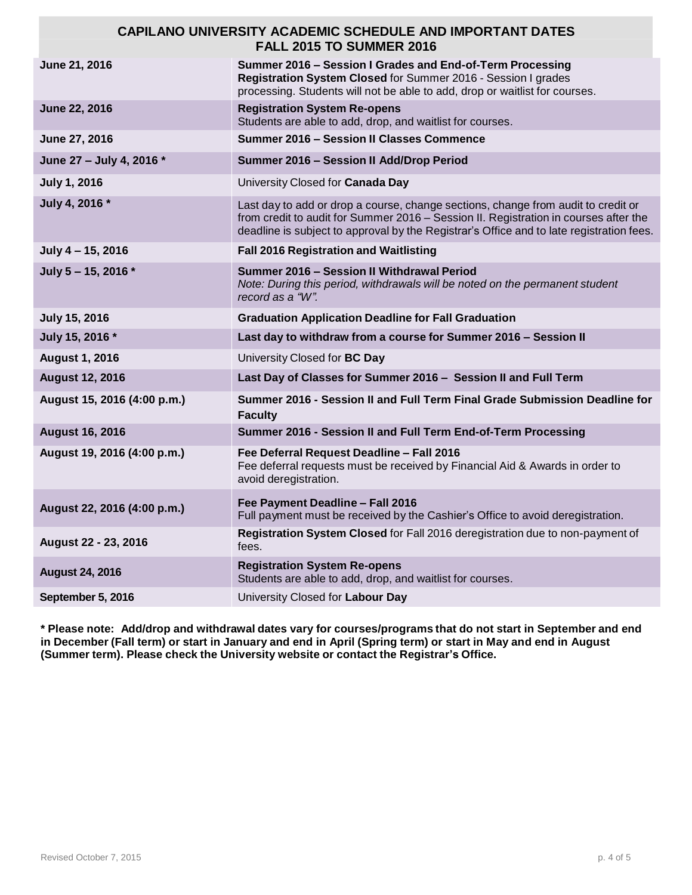## CAPILANO UNIVERSITY ACADEMIC SCHEDULE AND IMPORTANT DATES FALL 2015 TO SUMMER 2016

| | |
|---|---|
| **June 21, 2016** | **Summer 2016 – Session I Grades and End-of-Term Processing** **Registration System Closed** for Summer 2016 - Session I grades processing. Students will not be able to add, drop or waitlist for courses. |
| **June 22, 2016** | **Registration System Re-opens** Students are able to add, drop, and waitlist for courses. |
| **June 27, 2016** | **Summer 2016 – Session II Classes Commence** |
| **June 27 – July 4, 2016 *** | **Summer 2016 – Session II Add/Drop Period** |
| **July 1, 2016** | University Closed for **Canada Day** |
| **July 4, 2016 *** | Last day to add or drop a course, change sections, change from audit to credit or from credit to audit for Summer 2016 – Session II. Registration in courses after the deadline is subject to approval by the Registrar's Office and to late registration fees. |
| **July 4 – 15, 2016** | **Fall 2016 Registration and Waitlisting** |
| **July 5 – 15, 2016 *** | **Summer 2016 – Session II Withdrawal Period** *Note: During this period, withdrawals will be noted on the permanent student record as a "W".* |
| **July 15, 2016** | **Graduation Application Deadline for Fall Graduation** |
| **July 15, 2016 *** | **Last day to withdraw from a course for Summer 2016 – Session II** |
| **August 1, 2016** | University Closed for **BC Day** |
| **August 12, 2016** | **Last Day of Classes for Summer 2016 – Session II and Full Term** |
| **August 15, 2016 (4:00 p.m.)** | **Summer 2016 - Session II and Full Term Final Grade Submission Deadline for Faculty** |
| **August 16, 2016** | **Summer 2016 - Session II and Full Term End-of-Term Processing** |
| **August 19, 2016 (4:00 p.m.)** | **Fee Deferral Request Deadline – Fall 2016** Fee deferral requests must be received by Financial Aid & Awards in order to avoid deregistration. |
| **August 22, 2016 (4:00 p.m.)** | **Fee Payment Deadline – Fall 2016** Full payment must be received by the Cashier's Office to avoid deregistration. |
| **August 22 - 23, 2016** | **Registration System Closed** for Fall 2016 deregistration due to non-payment of fees. |
| **August 24, 2016** | **Registration System Re-opens** Students are able to add, drop, and waitlist for courses. |
| **September 5, 2016** | University Closed for **Labour Day** |

**\* Please note: Add/drop and withdrawal dates vary for courses/programs that do not start in September and end in December (Fall term) or start in January and end in April (Spring term) or start in May and end in August (Summer term). Please check the University website or contact the Registrar's Office.**

Revised October 7, 2015